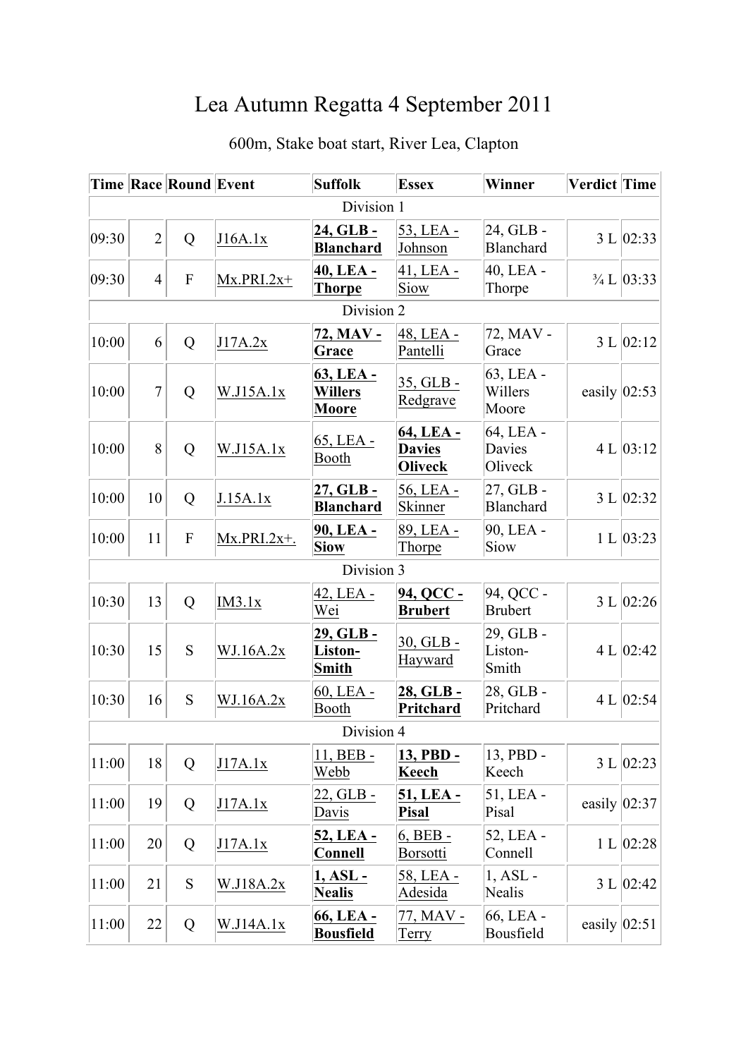# Lea Autumn Regatta 4 September 2011

600m, Stake boat start, River Lea, Clapton

| Time | Race | Round | Event | Suffolk | Essex | Winner | Verdict | Time |
|---|---|---|---|---|---|---|---|---|
| Division 1 | | | | | | | | |
| 09:30 | 2 | Q | J16A.1x | **24, GLB - Blanchard** | 53, LEA - Johnson | 24, GLB - Blanchard | 3 L | 02:33 |
| 09:30 | 4 | F | Mx.PRI.2x+ | **40, LEA - Thorpe** | 41, LEA - Siow | 40, LEA - Thorpe | ¾ L | 03:33 |
| Division 2 | | | | | | | | |
| 10:00 | 6 | Q | J17A.2x | **72, MAV - Grace** | 48, LEA - Pantelli | 72, MAV - Grace | 3 L | 02:12 |
| 10:00 | 7 | Q | W.J15A.1x | **63, LEA - Willers Moore** | 35, GLB - Redgrave | 63, LEA - Willers Moore | easily | 02:53 |
| 10:00 | 8 | Q | W.J15A.1x | 65, LEA - Booth | **64, LEA - Davies Oliveck** | 64, LEA - Davies Oliveck | 4 L | 03:12 |
| 10:00 | 10 | Q | J.15A.1x | **27, GLB - Blanchard** | 56, LEA - Skinner | 27, GLB - Blanchard | 3 L | 02:32 |
| 10:00 | 11 | F | Mx.PRI.2x+. | **90, LEA - Siow** | 89, LEA - Thorpe | 90, LEA - Siow | 1 L | 03:23 |
| Division 3 | | | | | | | | |
| 10:30 | 13 | Q | IM3.1x | 42, LEA - Wei | **94, QCC - Brubert** | 94, QCC - Brubert | 3 L | 02:26 |
| 10:30 | 15 | S | WJ.16A.2x | **29, GLB - Liston-Smith** | 30, GLB - Hayward | 29, GLB - Liston-Smith | 4 L | 02:42 |
| 10:30 | 16 | S | WJ.16A.2x | 60, LEA - Booth | **28, GLB - Pritchard** | 28, GLB - Pritchard | 4 L | 02:54 |
| Division 4 | | | | | | | | |
| 11:00 | 18 | Q | J17A.1x | 11, BEB - Webb | **13, PBD - Keech** | 13, PBD - Keech | 3 L | 02:23 |
| 11:00 | 19 | Q | J17A.1x | 22, GLB - Davis | **51, LEA - Pisal** | 51, LEA - Pisal | easily | 02:37 |
| 11:00 | 20 | Q | J17A.1x | **52, LEA - Connell** | 6, BEB - Borsotti | 52, LEA - Connell | 1 L | 02:28 |
| 11:00 | 21 | S | W.J18A.2x | **1, ASL - Nealis** | 58, LEA - Adesida | 1, ASL - Nealis | 3 L | 02:42 |
| 11:00 | 22 | Q | W.J14A.1x | **66, LEA - Bousfield** | 77, MAV - Terry | 66, LEA - Bousfield | easily | 02:51 |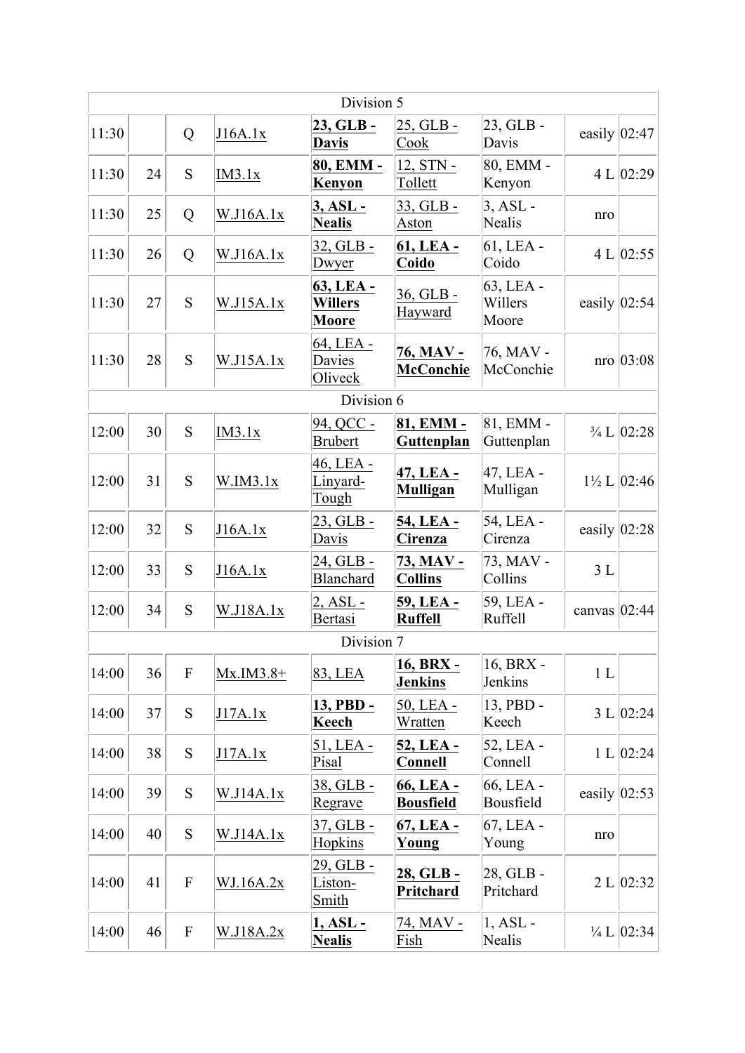| Division 5 | | | | | | | | |
|---|---|---|---|---|---|---|---|---|
| 11:30 | | Q | J16A.1x | **23, GLB - Davis** | 25, GLB - Cook | 23, GLB - Davis | easily | 02:47 |
| 11:30 | 24 | S | IM3.1x | **80, EMM - Kenyon** | 12, STN - Tollett | 80, EMM - Kenyon | 4 L | 02:29 |
| 11:30 | 25 | Q | W.J16A.1x | **3, ASL - Nealis** | 33, GLB - Aston | 3, ASL - Nealis | nro | |
| 11:30 | 26 | Q | W.J16A.1x | 32, GLB - Dwyer | **61, LEA - Coido** | 61, LEA - Coido | 4 L | 02:55 |
| 11:30 | 27 | S | W.J15A.1x | **63, LEA - Willers Moore** | 36, GLB - Hayward | 63, LEA - Willers Moore | easily | 02:54 |
| 11:30 | 28 | S | W.J15A.1x | 64, LEA - Davies Oliveck | **76, MAV - McConchie** | 76, MAV - McConchie | nro | 03:08 |
| Division 6 | | | | | | | | |
| 12:00 | 30 | S | IM3.1x | 94, QCC - Brubert | **81, EMM - Guttenplan** | 81, EMM - Guttenplan | ¾ L | 02:28 |
| 12:00 | 31 | S | W.IM3.1x | 46, LEA - Linyard-Tough | **47, LEA - Mulligan** | 47, LEA - Mulligan | 1½ L | 02:46 |
| 12:00 | 32 | S | J16A.1x | 23, GLB - Davis | **54, LEA - Cirenza** | 54, LEA - Cirenza | easily | 02:28 |
| 12:00 | 33 | S | J16A.1x | 24, GLB - Blanchard | **73, MAV - Collins** | 73, MAV - Collins | 3 L | |
| 12:00 | 34 | S | W.J18A.1x | 2, ASL - Bertasi | **59, LEA - Ruffell** | 59, LEA - Ruffell | canvas | 02:44 |
| Division 7 | | | | | | | | |
| 14:00 | 36 | F | Mx.IM3.8+ | 83, LEA | **16, BRX - Jenkins** | 16, BRX - Jenkins | 1 L | |
| 14:00 | 37 | S | J17A.1x | **13, PBD - Keech** | 50, LEA - Wratten | 13, PBD - Keech | 3 L | 02:24 |
| 14:00 | 38 | S | J17A.1x | 51, LEA - Pisal | **52, LEA - Connell** | 52, LEA - Connell | 1 L | 02:24 |
| 14:00 | 39 | S | W.J14A.1x | 38, GLB - Regrave | **66, LEA - Bousfield** | 66, LEA - Bousfield | easily | 02:53 |
| 14:00 | 40 | S | W.J14A.1x | 37, GLB - Hopkins | **67, LEA - Young** | 67, LEA - Young | nro | |
| 14:00 | 41 | F | WJ.16A.2x | 29, GLB - Liston-Smith | **28, GLB - Pritchard** | 28, GLB - Pritchard | 2 L | 02:32 |
| 14:00 | 46 | F | W.J18A.2x | **1, ASL - Nealis** | 74, MAV - Fish | 1, ASL - Nealis | ¼ L | 02:34 |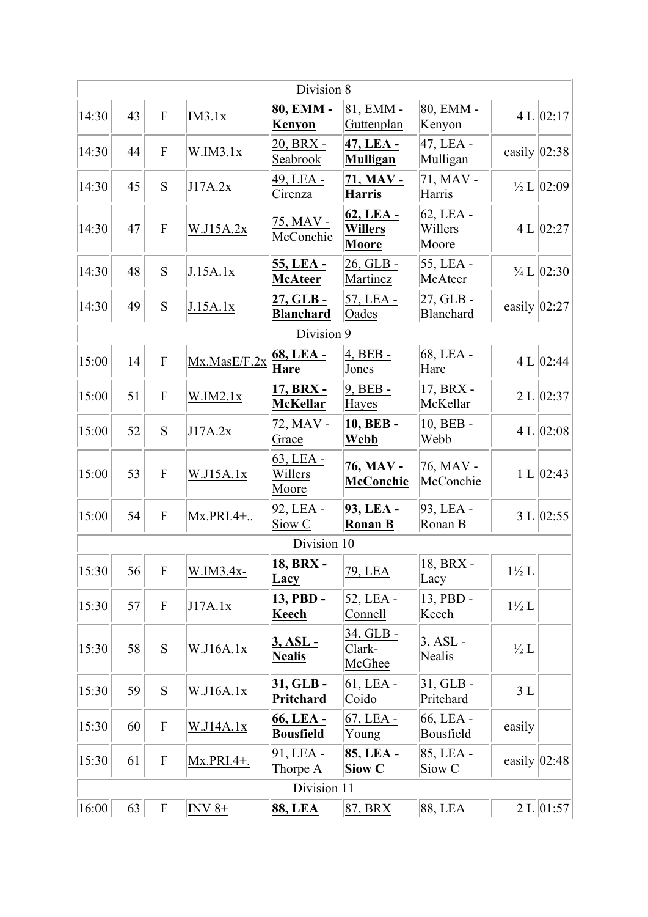| Division 8 | | | | | | | | |
|---|---|---|---|---|---|---|---|---|
| 14:30 | 43 | F | IM3.1x | **80, EMM - Kenyon** | 81, EMM - Guttenplan | 80, EMM - Kenyon | 4 L | 02:17 |
| 14:30 | 44 | F | W.IM3.1x | 20, BRX - Seabrook | **47, LEA - Mulligan** | 47, LEA - Mulligan | easily | 02:38 |
| 14:30 | 45 | S | J17A.2x | 49, LEA - Cirenza | **71, MAV - Harris** | 71, MAV - Harris | ½ L | 02:09 |
| 14:30 | 47 | F | W.J15A.2x | 75, MAV - McConchie | **62, LEA - Willers Moore** | 62, LEA - Willers Moore | 4 L | 02:27 |
| 14:30 | 48 | S | J.15A.1x | **55, LEA - McAteer** | 26, GLB - Martinez | 55, LEA - McAteer | ¾ L | 02:30 |
| 14:30 | 49 | S | J.15A.1x | **27, GLB - Blanchard** | 57, LEA - Oades | 27, GLB - Blanchard | easily | 02:27 |
| Division 9 | | | | | | | | |
| 15:00 | 14 | F | Mx.MasE/F.2x | **68, LEA - Hare** | 4, BEB - Jones | 68, LEA - Hare | 4 L | 02:44 |
| 15:00 | 51 | F | W.IM2.1x | **17, BRX - McKellar** | 9, BEB - Hayes | 17, BRX - McKellar | 2 L | 02:37 |
| 15:00 | 52 | S | J17A.2x | 72, MAV - Grace | **10, BEB - Webb** | 10, BEB - Webb | 4 L | 02:08 |
| 15:00 | 53 | F | W.J15A.1x | 63, LEA - Willers Moore | **76, MAV - McConchie** | 76, MAV - McConchie | 1 L | 02:43 |
| 15:00 | 54 | F | Mx.PRI.4+.. | 92, LEA - Siow C | **93, LEA - Ronan B** | 93, LEA - Ronan B | 3 L | 02:55 |
| Division 10 | | | | | | | | |
| 15:30 | 56 | F | W.IM3.4x- | **18, BRX - Lacy** | 79, LEA | 18, BRX - Lacy | 1½ L | |
| 15:30 | 57 | F | J17A.1x | **13, PBD - Keech** | 52, LEA - Connell | 13, PBD - Keech | 1½ L | |
| 15:30 | 58 | S | W.J16A.1x | **3, ASL - Nealis** | 34, GLB - Clark-McGhee | 3, ASL - Nealis | ½ L | |
| 15:30 | 59 | S | W.J16A.1x | **31, GLB - Pritchard** | 61, LEA - Coido | 31, GLB - Pritchard | 3 L | |
| 15:30 | 60 | F | W.J14A.1x | **66, LEA - Bousfield** | 67, LEA - Young | 66, LEA - Bousfield | easily | |
| 15:30 | 61 | F | Mx.PRI.4+. | 91, LEA - Thorpe A | **85, LEA - Siow C** | 85, LEA - Siow C | easily | 02:48 |
| Division 11 | | | | | | | | |
| 16:00 | 63 | F | INV 8+ | **88, LEA** | 87, BRX | 88, LEA | 2 L | 01:57 |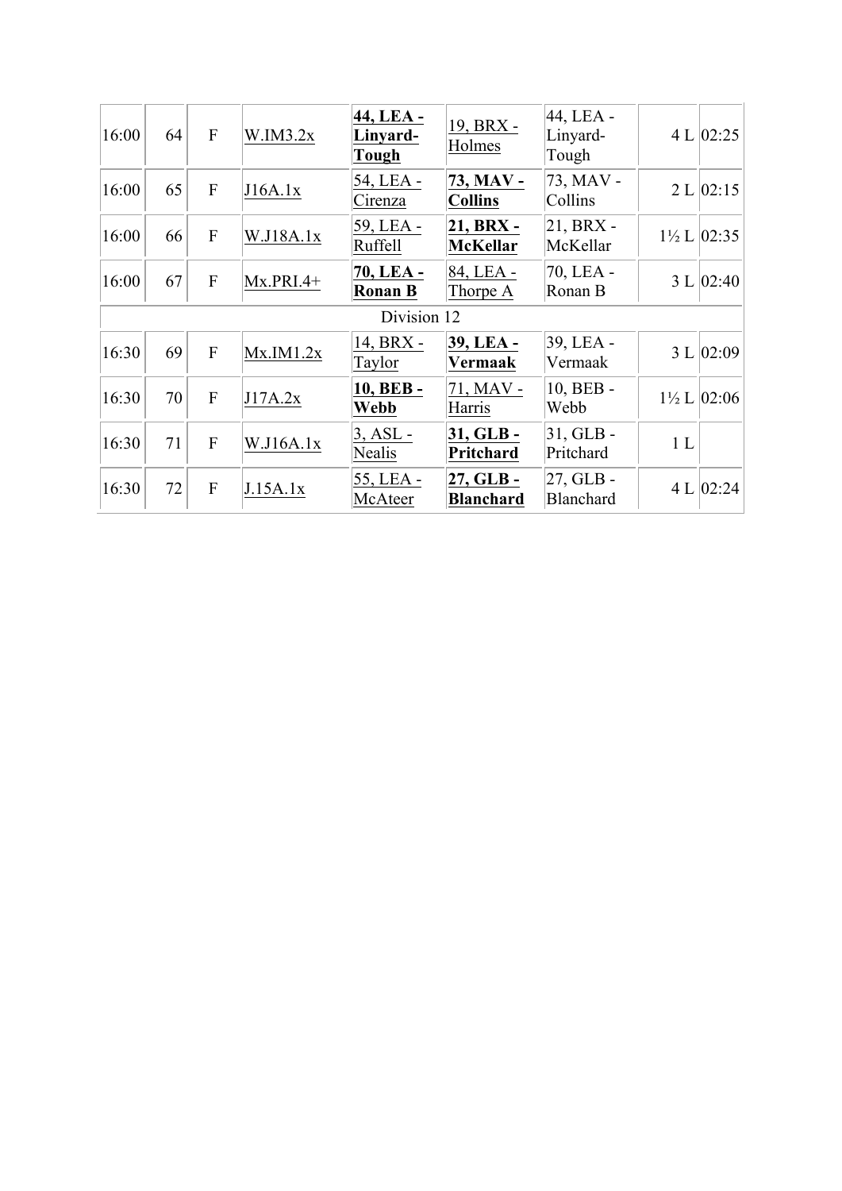| | | | | | | | | |
|---|---|---|---|---|---|---|---|---|
| 16:00 | 64 | F | W.IM3.2x | **44, LEA - Linyard-Tough** | 19, BRX - Holmes | 44, LEA - Linyard-Tough | 4 L | 02:25 |
| 16:00 | 65 | F | J16A.1x | 54, LEA - Cirenza | **73, MAV - Collins** | 73, MAV - Collins | 2 L | 02:15 |
| 16:00 | 66 | F | W.J18A.1x | 59, LEA - Ruffell | **21, BRX - McKellar** | 21, BRX - McKellar | 1½ L | 02:35 |
| 16:00 | 67 | F | Mx.PRI.4+ | **70, LEA - Ronan B** | 84, LEA - Thorpe A | 70, LEA - Ronan B | 3 L | 02:40 |
| Division 12 | | | | | | | | |
| 16:30 | 69 | F | Mx.IM1.2x | 14, BRX - Taylor | **39, LEA - Vermaak** | 39, LEA - Vermaak | 3 L | 02:09 |
| 16:30 | 70 | F | J17A.2x | **10, BEB - Webb** | 71, MAV - Harris | 10, BEB - Webb | 1½ L | 02:06 |
| 16:30 | 71 | F | W.J16A.1x | 3, ASL - Nealis | **31, GLB - Pritchard** | 31, GLB - Pritchard | 1 L | |
| 16:30 | 72 | F | J.15A.1x | 55, LEA - McAteer | **27, GLB - Blanchard** | 27, GLB - Blanchard | 4 L | 02:24 |